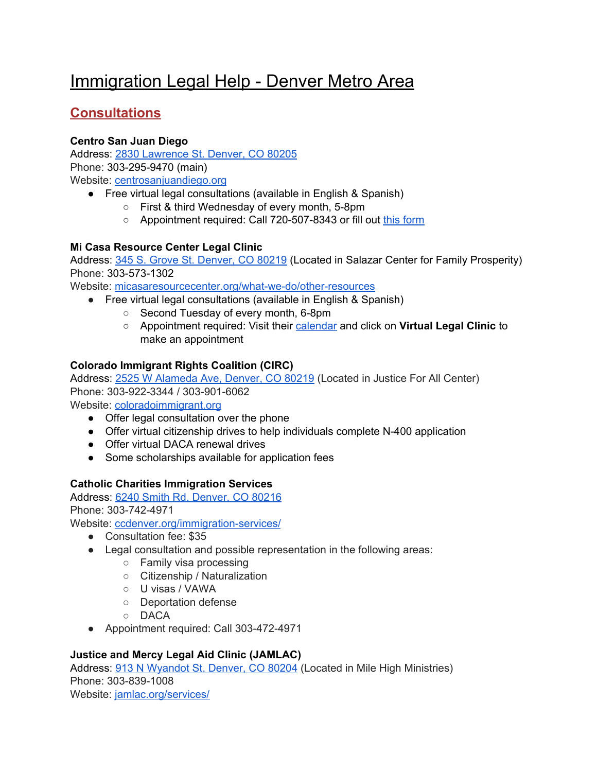# Immigration Legal Help - Denver Metro Area

## Consultations

**Centro San Juan Diego**
Address: 2830 Lawrence St. Denver, CO 80205
Phone: 303-295-9470 (main)
Website: centrosanjuandiego.org

- Free virtual legal consultations (available in English & Spanish)
  - First & third Wednesday of every month, 5-8pm
  - Appointment required: Call 720-507-8343 or fill out this form

**Mi Casa Resource Center Legal Clinic**
Address: 345 S. Grove St. Denver, CO 80219 (Located in Salazar Center for Family Prosperity)
Phone: 303-573-1302
Website: micasaresourcecenter.org/what-we-do/other-resources

- Free virtual legal consultations (available in English & Spanish)
  - Second Tuesday of every month, 6-8pm
  - Appointment required: Visit their calendar and click on **Virtual Legal Clinic** to make an appointment

**Colorado Immigrant Rights Coalition (CIRC)**
Address: 2525 W Alameda Ave, Denver, CO 80219 (Located in Justice For All Center)
Phone: 303-922-3344 / 303-901-6062
Website: coloradoimmigrant.org

- Offer legal consultation over the phone
- Offer virtual citizenship drives to help individuals complete N-400 application
- Offer virtual DACA renewal drives
- Some scholarships available for application fees

**Catholic Charities Immigration Services**
Address: 6240 Smith Rd. Denver, CO 80216
Phone: 303-742-4971
Website: ccdenver.org/immigration-services/

- Consultation fee: $35
- Legal consultation and possible representation in the following areas:
  - Family visa processing
  - Citizenship / Naturalization
  - U visas / VAWA
  - Deportation defense
  - DACA
- Appointment required: Call 303-472-4971

**Justice and Mercy Legal Aid Clinic (JAMLAC)**
Address: 913 N Wyandot St. Denver, CO 80204 (Located in Mile High Ministries)
Phone: 303-839-1008
Website: jamlac.org/services/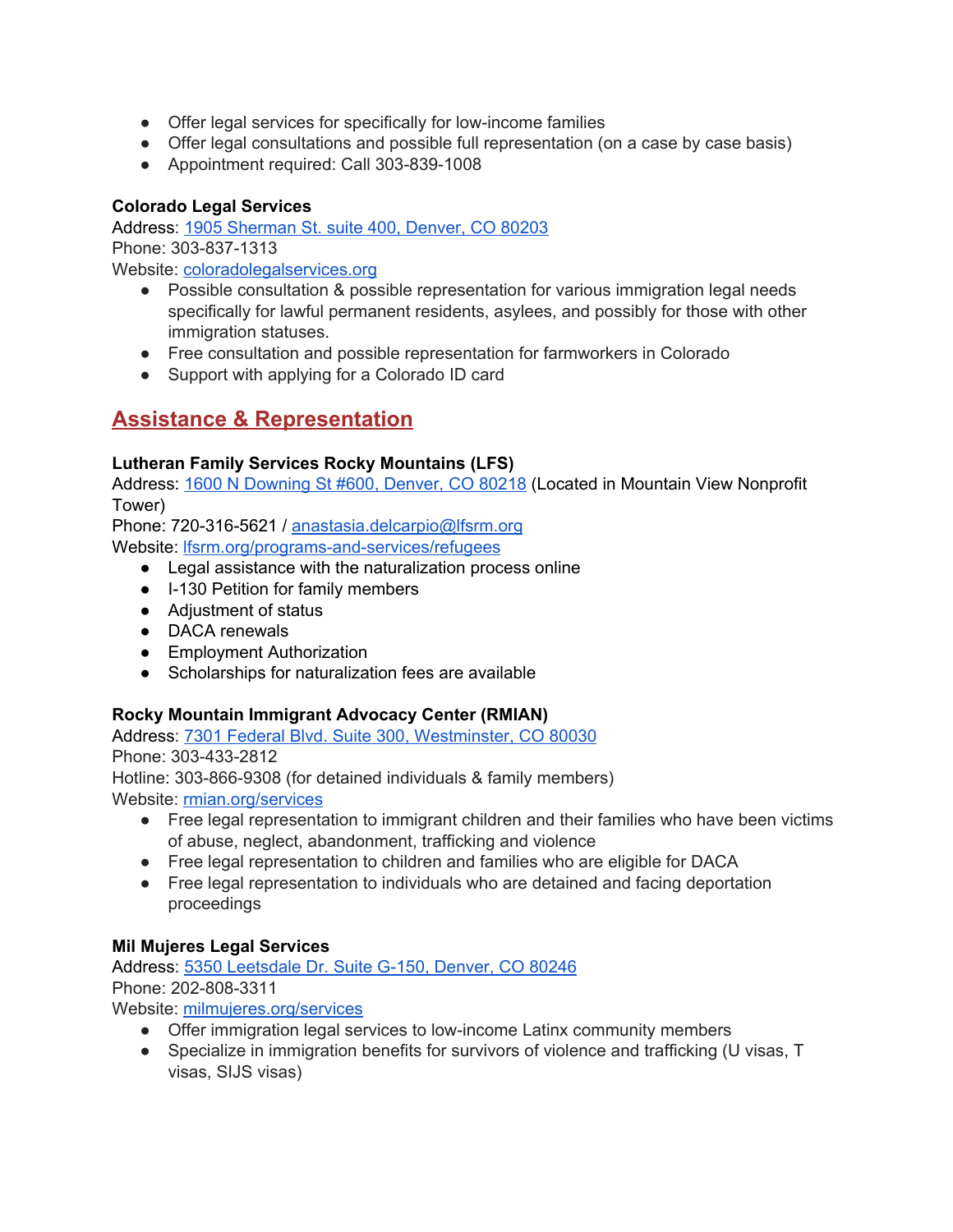- Offer legal services for specifically for low-income families
- Offer legal consultations and possible full representation (on a case by case basis)
- Appointment required: Call 303-839-1008

**Colorado Legal Services**
Address: [1905 Sherman St. suite 400, Denver, CO 80203]()
Phone: 303-837-1313
Website: [coloradolegalservices.org]()

- Possible consultation & possible representation for various immigration legal needs specifically for lawful permanent residents, asylees, and possibly for those with other immigration statuses.
- Free consultation and possible representation for farmworkers in Colorado
- Support with applying for a Colorado ID card

## Assistance & Representation

**Lutheran Family Services Rocky Mountains (LFS)**
Address: [1600 N Downing St #600, Denver, CO 80218]() (Located in Mountain View Nonprofit Tower)
Phone: 720-316-5621 / [anastasia.delcarpio@lfsrm.org]()
Website: [lfsrm.org/programs-and-services/refugees]()

- Legal assistance with the naturalization process online
- I-130 Petition for family members
- Adjustment of status
- DACA renewals
- Employment Authorization
- Scholarships for naturalization fees are available

**Rocky Mountain Immigrant Advocacy Center (RMIAN)**
Address: [7301 Federal Blvd. Suite 300, Westminster, CO 80030]()
Phone: 303-433-2812
Hotline: 303-866-9308 (for detained individuals & family members)
Website: [rmian.org/services]()

- Free legal representation to immigrant children and their families who have been victims of abuse, neglect, abandonment, trafficking and violence
- Free legal representation to children and families who are eligible for DACA
- Free legal representation to individuals who are detained and facing deportation proceedings

**Mil Mujeres Legal Services**
Address: [5350 Leetsdale Dr. Suite G-150, Denver, CO 80246]()
Phone: 202-808-3311
Website: [milmujeres.org/services]()

- Offer immigration legal services to low-income Latinx community members
- Specialize in immigration benefits for survivors of violence and trafficking (U visas, T visas, SIJS visas)